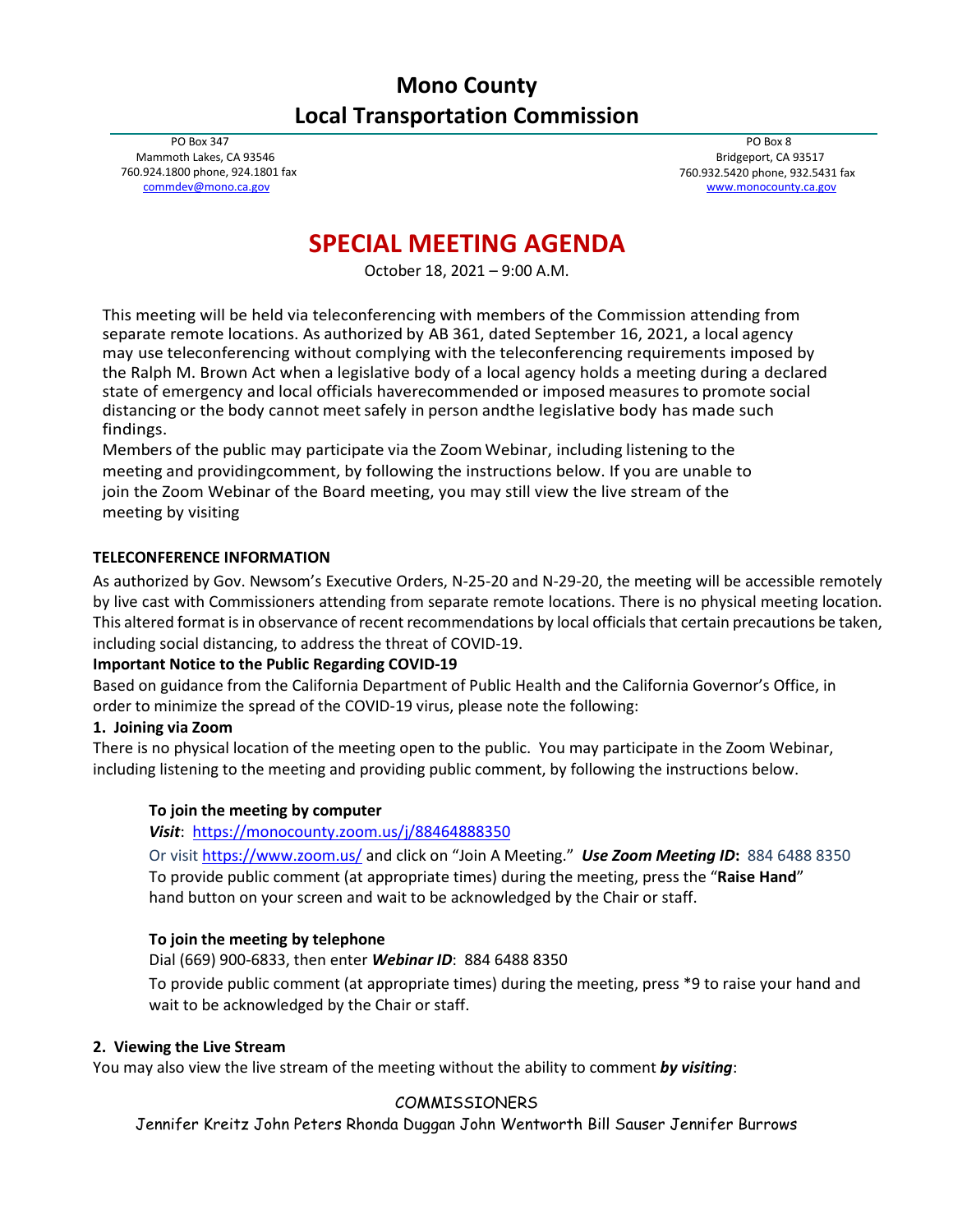# Mono County

# Local Transportation Commission

PO Box 347
Mammoth Lakes, CA 93546
760.924.1800 phone, 924.1801 fax
commdev@mono.ca.gov

PO Box 8
Bridgeport, CA 93517
760.932.5420 phone, 932.5431 fax
www.monocounty.ca.gov

## SPECIAL MEETING AGENDA

October 18, 2021 – 9:00 A.M.

This meeting will be held via teleconferencing with members of the Commission attending from separate remote locations. As authorized by AB 361, dated September 16, 2021, a local agency may use teleconferencing without complying with the teleconferencing requirements imposed by the Ralph M. Brown Act when a legislative body of a local agency holds a meeting during a declared state of emergency and local officials haverecommended or imposed measures to promote social distancing or the body cannot meet safely in person andthe legislative body has made such findings.

Members of the public may participate via the Zoom Webinar, including listening to the meeting and providingcomment, by following the instructions below. If you are unable to join the Zoom Webinar of the Board meeting, you may still view the live stream of the meeting by visiting

**TELECONFERENCE INFORMATION**

As authorized by Gov. Newsom's Executive Orders, N-25-20 and N-29-20, the meeting will be accessible remotely by live cast with Commissioners attending from separate remote locations. There is no physical meeting location. This altered format is in observance of recent recommendations by local officials that certain precautions be taken, including social distancing, to address the threat of COVID-19.

**Important Notice to the Public Regarding COVID-19**

Based on guidance from the California Department of Public Health and the California Governor's Office, in order to minimize the spread of the COVID-19 virus, please note the following:

**1. Joining via Zoom**

There is no physical location of the meeting open to the public. You may participate in the Zoom Webinar, including listening to the meeting and providing public comment, by following the instructions below.

**To join the meeting by computer**

***Visit***: https://monocounty.zoom.us/j/88464888350

Or visit https://www.zoom.us/ and click on "Join A Meeting." ***Use Zoom Meeting ID*:** 884 6488 8350

To provide public comment (at appropriate times) during the meeting, press the "**Raise Hand**" hand button on your screen and wait to be acknowledged by the Chair or staff.

**To join the meeting by telephone**

Dial (669) 900-6833, then enter ***Webinar ID***: 884 6488 8350

To provide public comment (at appropriate times) during the meeting, press *9 to raise your hand and wait to be acknowledged by the Chair or staff.

**2. Viewing the Live Stream**

You may also view the live stream of the meeting without the ability to comment ***by visiting***:

COMMISSIONERS

Jennifer Kreitz John Peters Rhonda Duggan John Wentworth Bill Sauser Jennifer Burrows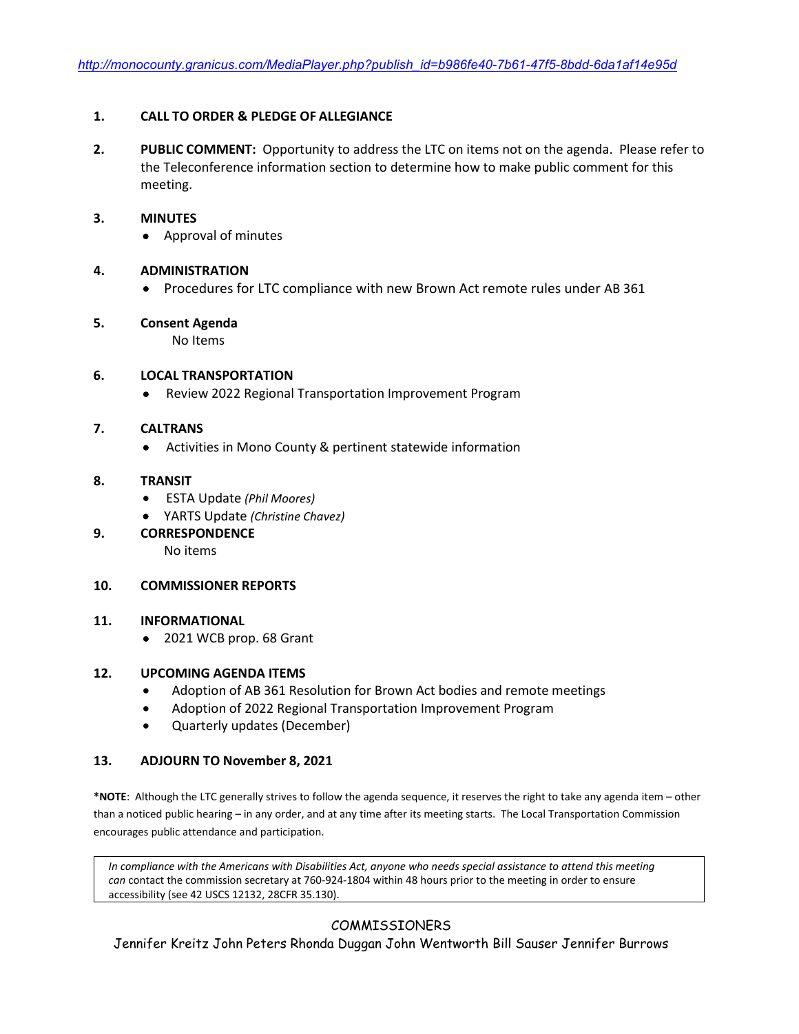*http://monocounty.granicus.com/MediaPlayer.php?publish_id=b986fe40-7b61-47f5-8bdd-6da1af14e95d*

**1. CALL TO ORDER & PLEDGE OF ALLEGIANCE**

**2. PUBLIC COMMENT:** Opportunity to address the LTC on items not on the agenda. Please refer to the Teleconference information section to determine how to make public comment for this meeting.

**3. MINUTES**

- Approval of minutes

**4. ADMINISTRATION**

- Procedures for LTC compliance with new Brown Act remote rules under AB 361

**5. Consent Agenda**

No Items

**6. LOCAL TRANSPORTATION**

- Review 2022 Regional Transportation Improvement Program

**7. CALTRANS**

- Activities in Mono County & pertinent statewide information

**8. TRANSIT**

- ESTA Update *(Phil Moores)*
- YARTS Update *(Christine Chavez)*

**9. CORRESPONDENCE**

No items

**10. COMMISSIONER REPORTS**

**11. INFORMATIONAL**

- 2021 WCB prop. 68 Grant

**12. UPCOMING AGENDA ITEMS**

- Adoption of AB 361 Resolution for Brown Act bodies and remote meetings
- Adoption of 2022 Regional Transportation Improvement Program
- Quarterly updates (December)

**13. ADJOURN TO November 8, 2021**

***NOTE**: Although the LTC generally strives to follow the agenda sequence, it reserves the right to take any agenda item – other than a noticed public hearing – in any order, and at any time after its meeting starts. The Local Transportation Commission encourages public attendance and participation.

*In compliance with the Americans with Disabilities Act, anyone who needs special assistance to attend this meeting can* contact the commission secretary at 760-924-1804 within 48 hours prior to the meeting in order to ensure accessibility (see 42 USCS 12132, 28CFR 35.130).

COMMISSIONERS

Jennifer Kreitz John Peters Rhonda Duggan John Wentworth Bill Sauser Jennifer Burrows